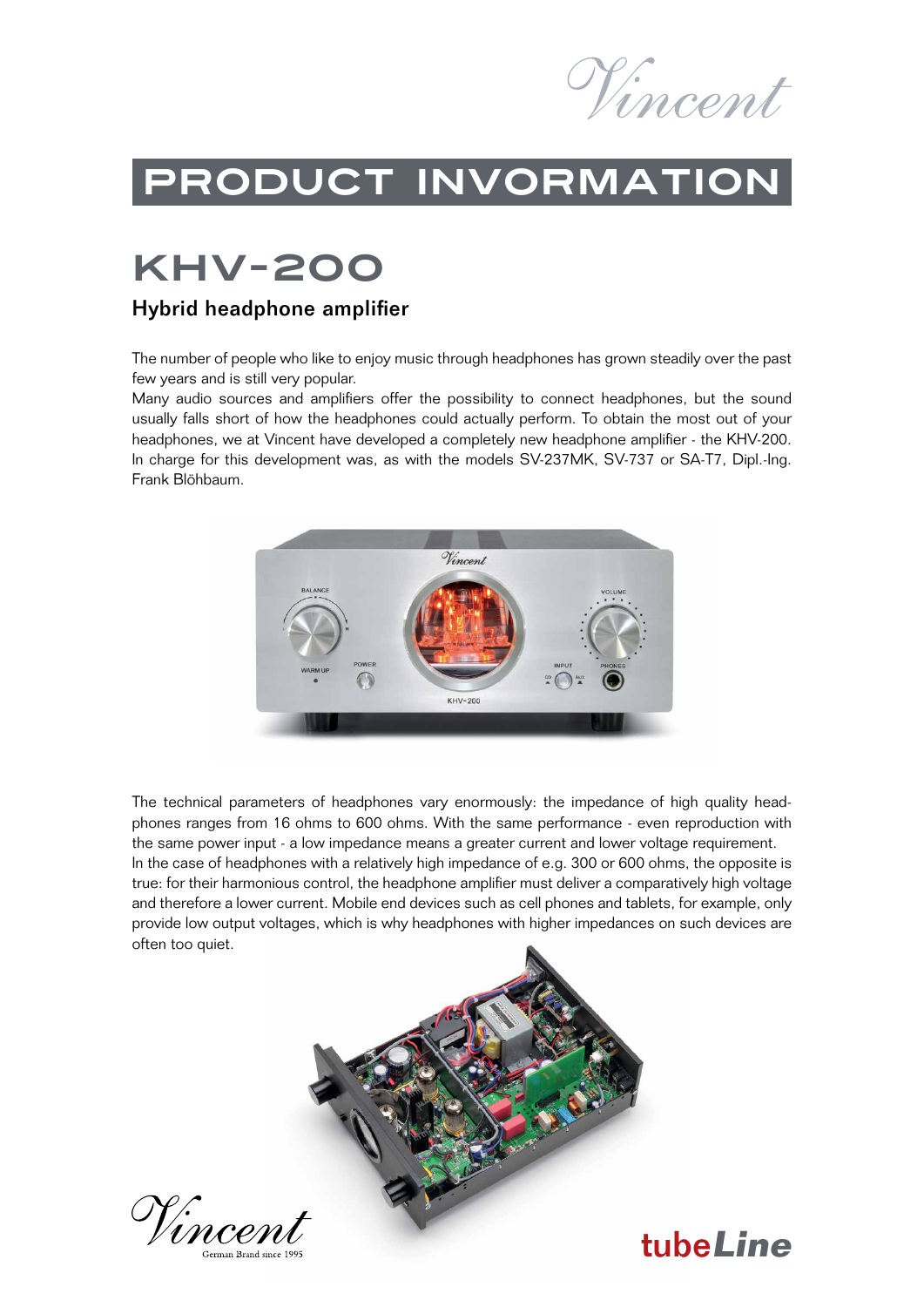# PRODUCT INVORMATION

## KHV-200

### Hybrid headphone amplifier

The number of people who like to enjoy music through headphones has grown steadily over the past few years and is still very popular.
Many audio sources and amplifiers offer the possibility to connect headphones, but the sound usually falls short of how the headphones could actually perform. To obtain the most out of your headphones, we at Vincent have developed a completely new headphone amplifier - the KHV-200. In charge for this development was, as with the models SV-237MK, SV-737 or SA-T7, Dipl.-Ing. Frank Blöhbaum.

The technical parameters of headphones vary enormously: the impedance of high quality headphones ranges from 16 ohms to 600 ohms. With the same performance - even reproduction with the same power input - a low impedance means a greater current and lower voltage requirement.
In the case of headphones with a relatively high impedance of e.g. 300 or 600 ohms, the opposite is true: for their harmonious control, the headphone amplifier must deliver a comparatively high voltage and therefore a lower current. Mobile end devices such as cell phones and tablets, for example, only provide low output voltages, which is why headphones with higher impedances on such devices are often too quiet.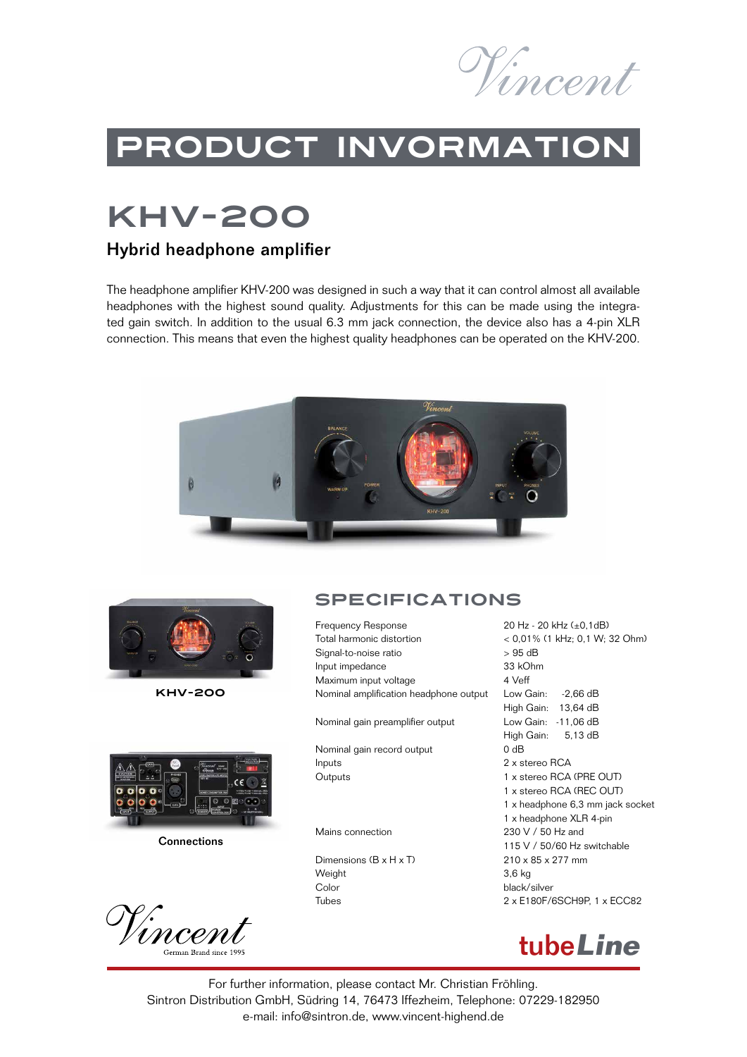# PRODUCT INVORMATION

## KHV-200

### Hybrid headphone amplifier

The headphone amplifier KHV-200 was designed in such a way that it can control almost all available headphones with the highest sound quality. Adjustments for this can be made using the integrated gain switch. In addition to the usual 6.3 mm jack connection, the device also has a 4-pin XLR connection. This means that even the highest quality headphones can be operated on the KHV-200.

KHV-200

Connections

## SPECIFICATIONS

| | |
|---|---|
| Frequency Response | 20 Hz - 20 kHz (±0,1dB) |
| Total harmonic distortion | < 0,01% (1 kHz; 0,1 W; 32 Ohm) |
| Signal-to-noise ratio | > 95 dB |
| Input impedance | 33 kOhm |
| Maximum input voltage | 4 Veff |
| Nominal amplification headphone output | Low Gain: -2,66 dB<br>High Gain: 13,64 dB |
| Nominal gain preamplifier output | Low Gain: -11,06 dB<br>High Gain: 5,13 dB |
| Nominal gain record output | 0 dB |
| Inputs | 2 x stereo RCA |
| Outputs | 1 x stereo RCA (PRE OUT)<br>1 x stereo RCA (REC OUT)<br>1 x headphone 6,3 mm jack socket<br>1 x headphone XLR 4-pin |
| Mains connection | 230 V / 50 Hz and<br>115 V / 50/60 Hz switchable |
| Dimensions (B x H x T) | 210 x 85 x 277 mm |
| Weight | 3,6 kg |
| Color | black/silver |
| Tubes | 2 x E180F/6SCH9P, 1 x ECC82 |

Vincent
German Brand since 1995

tubeLine

For further information, please contact Mr. Christian Fröhling.
Sintron Distribution GmbH, Südring 14, 76473 Iffezheim, Telephone: 07229-182950
e-mail: info@sintron.de, www.vincent-highend.de